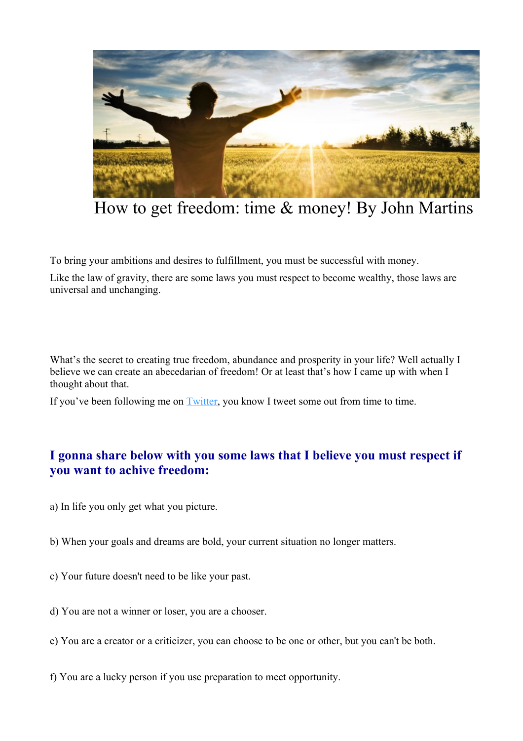# How to get freedom: time & money! By John Martins

To bring your ambitions and desires to fulfillment, you must be successful with money.

Like the law of gravity, there are some laws you must respect to become wealthy, those laws are universal and unchanging.

What's the secret to creating true freedom, abundance and prosperity in your life? Well actually I believe we can create an abecedarian of freedom! Or at least that's how I came up with when I thought about that.

If you've been following me on Twitter, you know I tweet some out from time to time.

## I gonna share below with you some laws that I believe you must respect if you want to achive freedom:

a) In life you only get what you picture.

b) When your goals and dreams are bold, your current situation no longer matters.

c) Your future doesn't need to be like your past.

d) You are not a winner or loser, you are a chooser.

e) You are a creator or a criticizer, you can choose to be one or other, but you can't be both.

f) You are a lucky person if you use preparation to meet opportunity.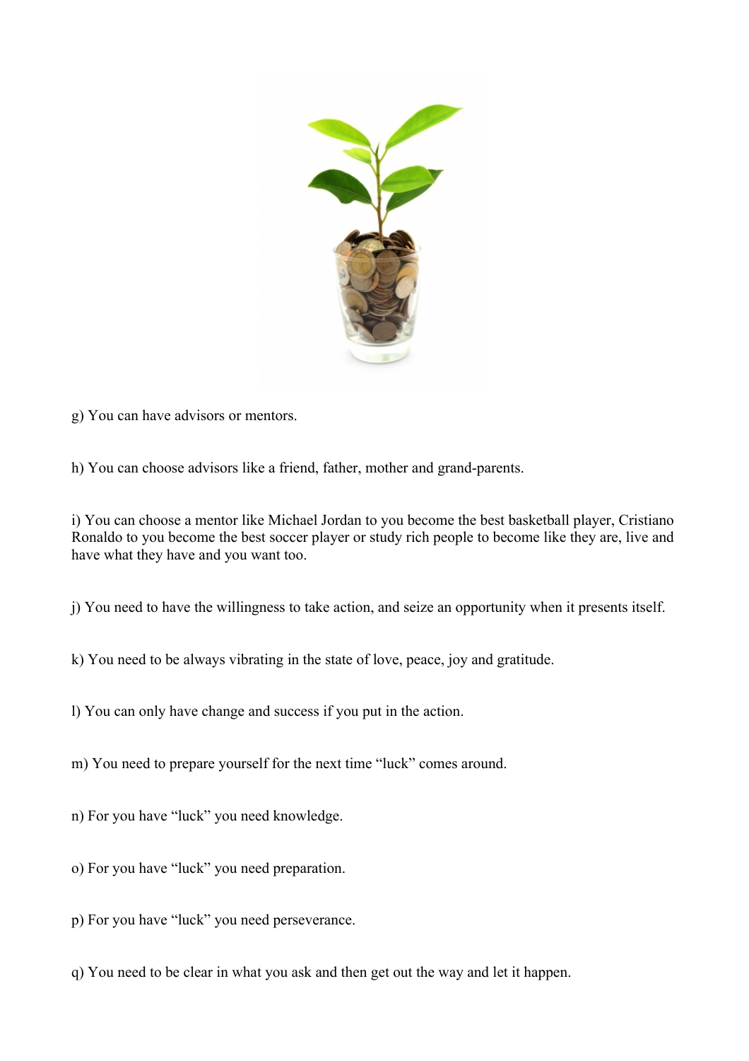g) You can have advisors or mentors.

h) You can choose advisors like a friend, father, mother and grand-parents.

i) You can choose a mentor like Michael Jordan to you become the best basketball player, Cristiano Ronaldo to you become the best soccer player or study rich people to become like they are, live and have what they have and you want too.

j) You need to have the willingness to take action, and seize an opportunity when it presents itself.

k) You need to be always vibrating in the state of love, peace, joy and gratitude.

l) You can only have change and success if you put in the action.

m) You need to prepare yourself for the next time "luck" comes around.

n) For you have "luck" you need knowledge.

o) For you have "luck" you need preparation.

p) For you have "luck" you need perseverance.

q) You need to be clear in what you ask and then get out the way and let it happen.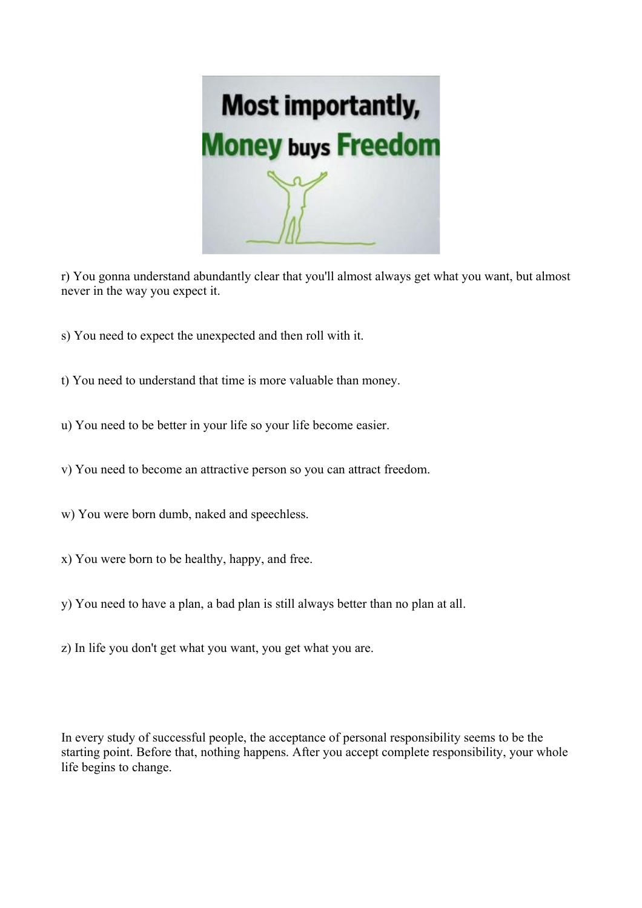r) You gonna understand abundantly clear that you'll almost always get what you want, but almost never in the way you expect it.

s) You need to expect the unexpected and then roll with it.

t) You need to understand that time is more valuable than money.

u) You need to be better in your life so your life become easier.

v) You need to become an attractive person so you can attract freedom.

w) You were born dumb, naked and speechless.

x) You were born to be healthy, happy, and free.

y) You need to have a plan, a bad plan is still always better than no plan at all.

z) In life you don't get what you want, you get what you are.

In every study of successful people, the acceptance of personal responsibility seems to be the starting point. Before that, nothing happens. After you accept complete responsibility, your whole life begins to change.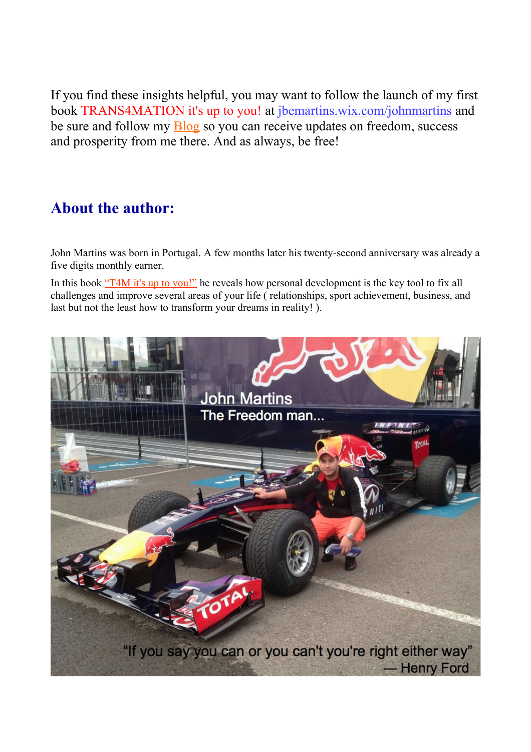If you find these insights helpful, you may want to follow the launch of my first book TRANS4MATION it's up to you! at jbemartins.wix.com/johnmartins and be sure and follow my Blog so you can receive updates on freedom, success and prosperity from me there. And as always, be free!

## About the author:

John Martins was born in Portugal. A few months later his twenty-second anniversary was already a five digits monthly earner.

In this book "T4M it's up to you!" he reveals how personal development is the key tool to fix all challenges and improve several areas of your life ( relationships, sport achievement, business, and last but not the least how to transform your dreams in reality! ).